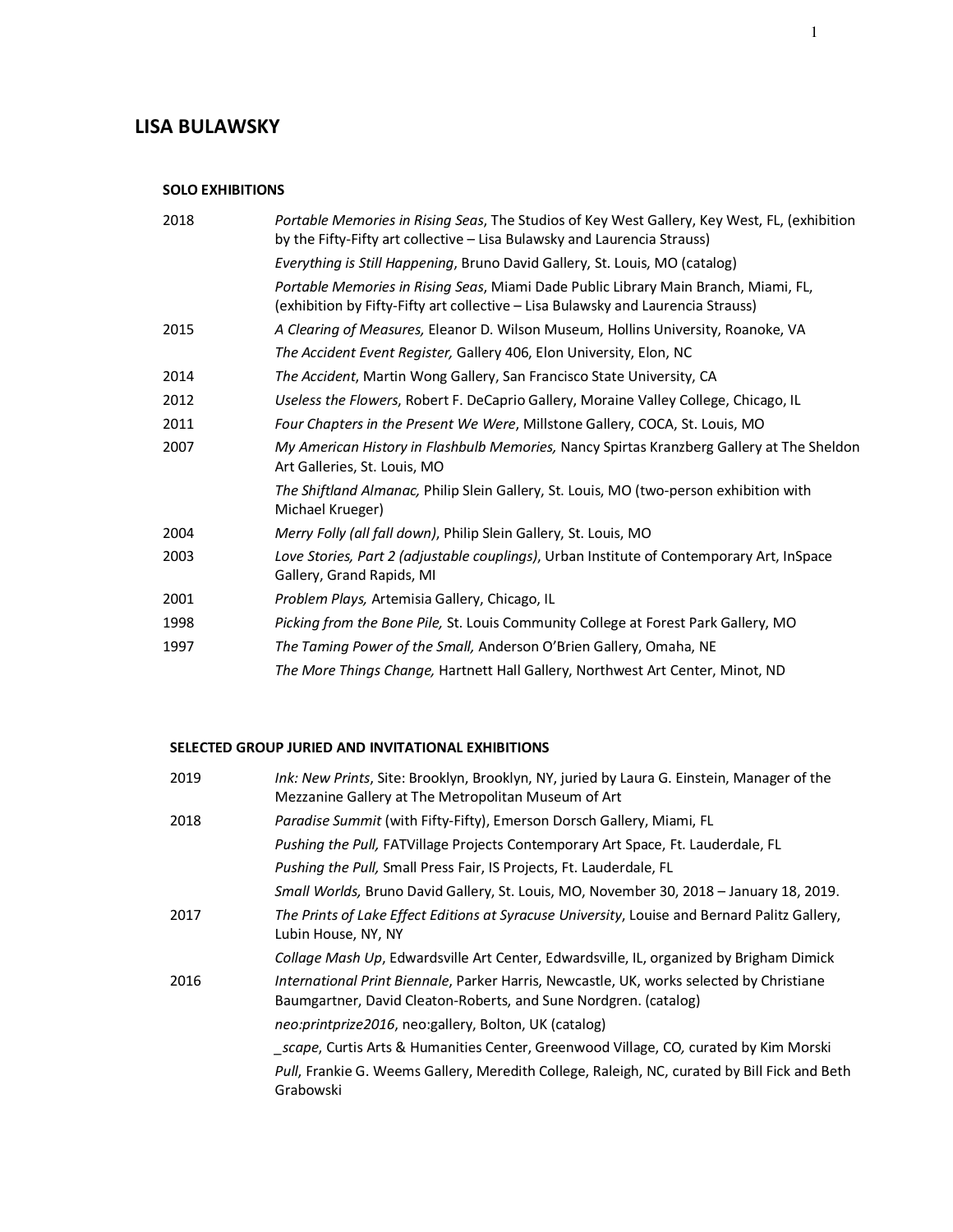# LISA BULAWSKY

## SOLO EXHIBITIONS

| | |
|---|---|
| 2018 | *Portable Memories in Rising Seas*, The Studios of Key West Gallery, Key West, FL, (exhibition by the Fifty-Fifty art collective – Lisa Bulawsky and Laurencia Strauss) |
| | *Everything is Still Happening*, Bruno David Gallery, St. Louis, MO (catalog) |
| | *Portable Memories in Rising Seas*, Miami Dade Public Library Main Branch, Miami, FL, (exhibition by Fifty-Fifty art collective – Lisa Bulawsky and Laurencia Strauss) |
| 2015 | *A Clearing of Measures,* Eleanor D. Wilson Museum, Hollins University, Roanoke, VA |
| | *The Accident Event Register,* Gallery 406, Elon University, Elon, NC |
| 2014 | *The Accident*, Martin Wong Gallery, San Francisco State University, CA |
| 2012 | *Useless the Flowers*, Robert F. DeCaprio Gallery, Moraine Valley College, Chicago, IL |
| 2011 | *Four Chapters in the Present We Were*, Millstone Gallery, COCA, St. Louis, MO |
| 2007 | *My American History in Flashbulb Memories,* Nancy Spirtas Kranzberg Gallery at The Sheldon Art Galleries, St. Louis, MO |
| | *The Shiftland Almanac,* Philip Slein Gallery, St. Louis, MO (two-person exhibition with Michael Krueger) |
| 2004 | *Merry Folly (all fall down)*, Philip Slein Gallery, St. Louis, MO |
| 2003 | *Love Stories, Part 2 (adjustable couplings)*, Urban Institute of Contemporary Art, InSpace Gallery, Grand Rapids, MI |
| 2001 | *Problem Plays,* Artemisia Gallery, Chicago, IL |
| 1998 | *Picking from the Bone Pile,* St. Louis Community College at Forest Park Gallery, MO |
| 1997 | *The Taming Power of the Small,* Anderson O'Brien Gallery, Omaha, NE |
| | *The More Things Change,* Hartnett Hall Gallery, Northwest Art Center, Minot, ND |

## SELECTED GROUP JURIED AND INVITATIONAL EXHIBITIONS

| | |
|---|---|
| 2019 | *Ink: New Prints*, Site: Brooklyn, Brooklyn, NY, juried by Laura G. Einstein, Manager of the Mezzanine Gallery at The Metropolitan Museum of Art |
| 2018 | *Paradise Summit* (with Fifty-Fifty), Emerson Dorsch Gallery, Miami, FL |
| | *Pushing the Pull,* FATVillage Projects Contemporary Art Space, Ft. Lauderdale, FL |
| | *Pushing the Pull,* Small Press Fair, IS Projects, Ft. Lauderdale, FL |
| | *Small Worlds,* Bruno David Gallery, St. Louis, MO, November 30, 2018 – January 18, 2019. |
| 2017 | *The Prints of Lake Effect Editions at Syracuse University*, Louise and Bernard Palitz Gallery, Lubin House, NY, NY |
| | *Collage Mash Up*, Edwardsville Art Center, Edwardsville, IL, organized by Brigham Dimick |
| 2016 | *International Print Biennale*, Parker Harris, Newcastle, UK, works selected by Christiane Baumgartner, David Cleaton-Roberts, and Sune Nordgren. (catalog) |
| | *neo:printprize2016*, neo:gallery, Bolton, UK (catalog) |
| | *_scape*, Curtis Arts & Humanities Center, Greenwood Village, CO, curated by Kim Morski |
| | *Pull*, Frankie G. Weems Gallery, Meredith College, Raleigh, NC, curated by Bill Fick and Beth Grabowski |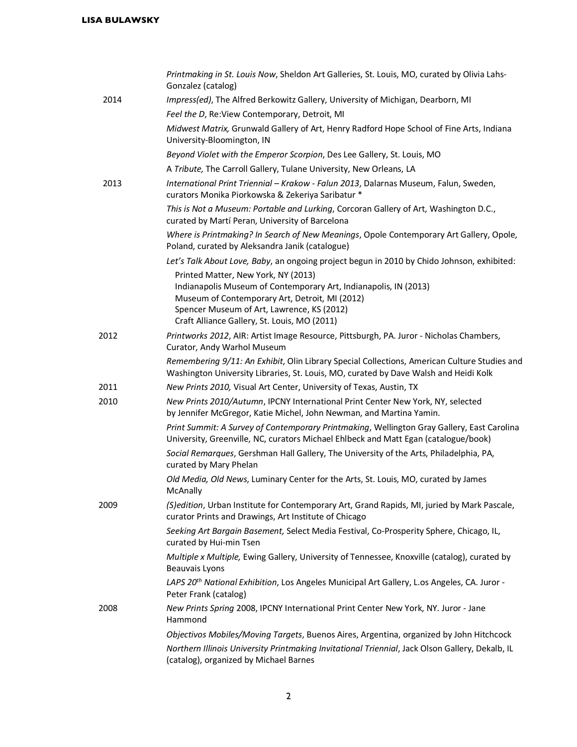*Printmaking in St. Louis Now*, Sheldon Art Galleries, St. Louis, MO, curated by Olivia Lahs-Gonzalez (catalog)

**2014**

*Impress(ed)*, The Alfred Berkowitz Gallery, University of Michigan, Dearborn, MI

*Feel the D*, Re:View Contemporary, Detroit, MI

*Midwest Matrix,* Grunwald Gallery of Art, Henry Radford Hope School of Fine Arts, Indiana University-Bloomington, IN

*Beyond Violet with the Emperor Scorpion*, Des Lee Gallery, St. Louis, MO

A *Tribute,* The Carroll Gallery, Tulane University, New Orleans, LA

**2013**

*International Print Triennial – Krakow - Falun 2013*, Dalarnas Museum, Falun, Sweden, curators Monika Piorkowska & Zekeriya Saribatur *

*This is Not a Museum: Portable and Lurking*, Corcoran Gallery of Art, Washington D.C., curated by Martí Peran, University of Barcelona

*Where is Printmaking? In Search of New Meanings*, Opole Contemporary Art Gallery, Opole, Poland, curated by Aleksandra Janik (catalogue)

*Let's Talk About Love, Baby*, an ongoing project begun in 2010 by Chido Johnson, exhibited:
- Printed Matter, New York, NY (2013)
- Indianapolis Museum of Contemporary Art, Indianapolis, IN (2013)
- Museum of Contemporary Art, Detroit, MI (2012)
- Spencer Museum of Art, Lawrence, KS (2012)
- Craft Alliance Gallery, St. Louis, MO (2011)

**2012**

*Printworks 2012*, AIR: Artist Image Resource, Pittsburgh, PA. Juror - Nicholas Chambers, Curator, Andy Warhol Museum

*Remembering 9/11: An Exhibit*, Olin Library Special Collections, American Culture Studies and Washington University Libraries, St. Louis, MO, curated by Dave Walsh and Heidi Kolk

**2011**

*New Prints 2010,* Visual Art Center, University of Texas, Austin, TX

**2010**

*New Prints 2010/Autumn*, IPCNY International Print Center New York, NY, selected by Jennifer McGregor, Katie Michel, John Newman, and Martina Yamin.

*Print Summit: A Survey of Contemporary Printmaking*, Wellington Gray Gallery, East Carolina University, Greenville, NC, curators Michael Ehlbeck and Matt Egan (catalogue/book)

*Social Remarques*, Gershman Hall Gallery, The University of the Arts, Philadelphia, PA, curated by Mary Phelan

*Old Media, Old News*, Luminary Center for the Arts, St. Louis, MO, curated by James McAnally

**2009**

*(S)edition*, Urban Institute for Contemporary Art, Grand Rapids, MI, juried by Mark Pascale, curator Prints and Drawings, Art Institute of Chicago

*Seeking Art Bargain Basement,* Select Media Festival, Co-Prosperity Sphere, Chicago, IL, curated by Hui-min Tsen

*Multiple x Multiple,* Ewing Gallery, University of Tennessee, Knoxville (catalog), curated by Beauvais Lyons

*LAPS 20th National Exhibition*, Los Angeles Municipal Art Gallery, L.os Angeles, CA. Juror - Peter Frank (catalog)

**2008**

*New Prints Spring* 2008, IPCNY International Print Center New York, NY. Juror - Jane Hammond

*Objectivos Mobiles/Moving Targets*, Buenos Aires, Argentina, organized by John Hitchcock

*Northern Illinois University Printmaking Invitational Triennial*, Jack Olson Gallery, Dekalb, IL (catalog), organized by Michael Barnes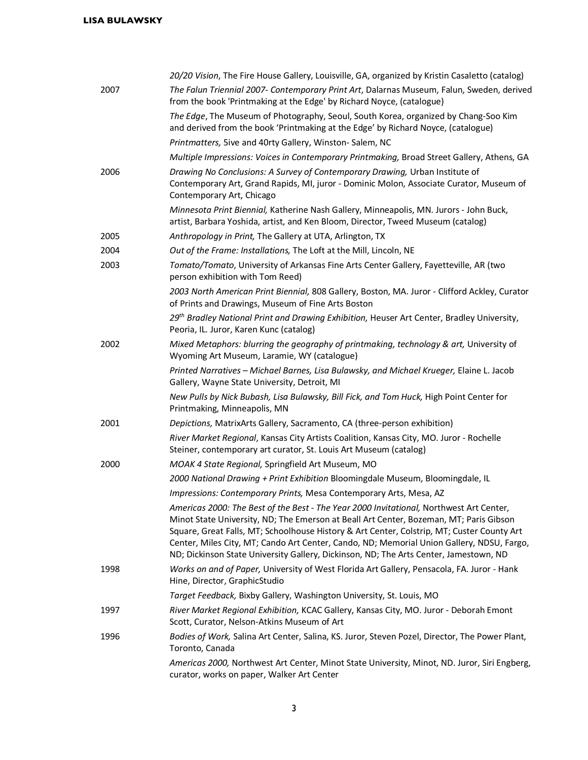| | |
|---|---|
| | *20/20 Vision*, The Fire House Gallery, Louisville, GA, organized by Kristin Casaletto (catalog) |
| 2007 | *The Falun Triennial 2007- Contemporary Print Art*, Dalarnas Museum, Falun, Sweden, derived from the book 'Printmaking at the Edge' by Richard Noyce, (catalogue) |
| | *The Edge*, The Museum of Photography, Seoul, South Korea, organized by Chang-Soo Kim and derived from the book 'Printmaking at the Edge' by Richard Noyce, (catalogue) |
| | *Printmatters,* 5ive and 40rty Gallery, Winston- Salem, NC |
| | *Multiple Impressions: Voices in Contemporary Printmaking,* Broad Street Gallery, Athens, GA |
| 2006 | *Drawing No Conclusions: A Survey of Contemporary Drawing,* Urban Institute of Contemporary Art, Grand Rapids, MI, juror - Dominic Molon, Associate Curator, Museum of Contemporary Art, Chicago |
| | *Minnesota Print Biennial,* Katherine Nash Gallery, Minneapolis, MN. Jurors - John Buck, artist, Barbara Yoshida, artist, and Ken Bloom, Director, Tweed Museum (catalog) |
| 2005 | *Anthropology in Print,* The Gallery at UTA, Arlington, TX |
| 2004 | *Out of the Frame: Installations,* The Loft at the Mill, Lincoln, NE |
| 2003 | *Tomato/Tomato*, University of Arkansas Fine Arts Center Gallery, Fayetteville, AR (two person exhibition with Tom Reed) |
| | *2003 North American Print Biennial,* 808 Gallery, Boston, MA. Juror - Clifford Ackley, Curator of Prints and Drawings, Museum of Fine Arts Boston |
| | *29th Bradley National Print and Drawing Exhibition,* Heuser Art Center, Bradley University, Peoria, IL. Juror, Karen Kunc (catalog) |
| 2002 | *Mixed Metaphors: blurring the geography of printmaking, technology & art,* University of Wyoming Art Museum, Laramie, WY (catalogue) |
| | *Printed Narratives – Michael Barnes, Lisa Bulawsky, and Michael Krueger,* Elaine L. Jacob Gallery, Wayne State University, Detroit, MI |
| | *New Pulls by Nick Bubash, Lisa Bulawsky, Bill Fick, and Tom Huck,* High Point Center for Printmaking, Minneapolis, MN |
| 2001 | *Depictions,* MatrixArts Gallery, Sacramento, CA (three-person exhibition) |
| | *River Market Regional*, Kansas City Artists Coalition, Kansas City, MO. Juror - Rochelle Steiner, contemporary art curator, St. Louis Art Museum (catalog) |
| 2000 | *MOAK 4 State Regional,* Springfield Art Museum, MO |
| | *2000 National Drawing + Print Exhibition* Bloomingdale Museum, Bloomingdale, IL |
| | *Impressions: Contemporary Prints,* Mesa Contemporary Arts, Mesa, AZ |
| | *Americas 2000: The Best of the Best - The Year 2000 Invitational,* Northwest Art Center, Minot State University, ND; The Emerson at Beall Art Center, Bozeman, MT; Paris Gibson Square, Great Falls, MT; Schoolhouse History & Art Center, Colstrip, MT; Custer County Art Center, Miles City, MT; Cando Art Center, Cando, ND; Memorial Union Gallery, NDSU, Fargo, ND; Dickinson State University Gallery, Dickinson, ND; The Arts Center, Jamestown, ND |
| 1998 | *Works on and of Paper,* University of West Florida Art Gallery, Pensacola, FA. Juror - Hank Hine, Director, GraphicStudio |
| | *Target Feedback,* Bixby Gallery, Washington University, St. Louis, MO |
| 1997 | *River Market Regional Exhibition,* KCAC Gallery, Kansas City, MO. Juror - Deborah Emont Scott, Curator, Nelson-Atkins Museum of Art |
| 1996 | *Bodies of Work,* Salina Art Center, Salina, KS. Juror, Steven Pozel, Director, The Power Plant, Toronto, Canada |
| | *Americas 2000,* Northwest Art Center, Minot State University, Minot, ND. Juror, Siri Engberg, curator, works on paper, Walker Art Center |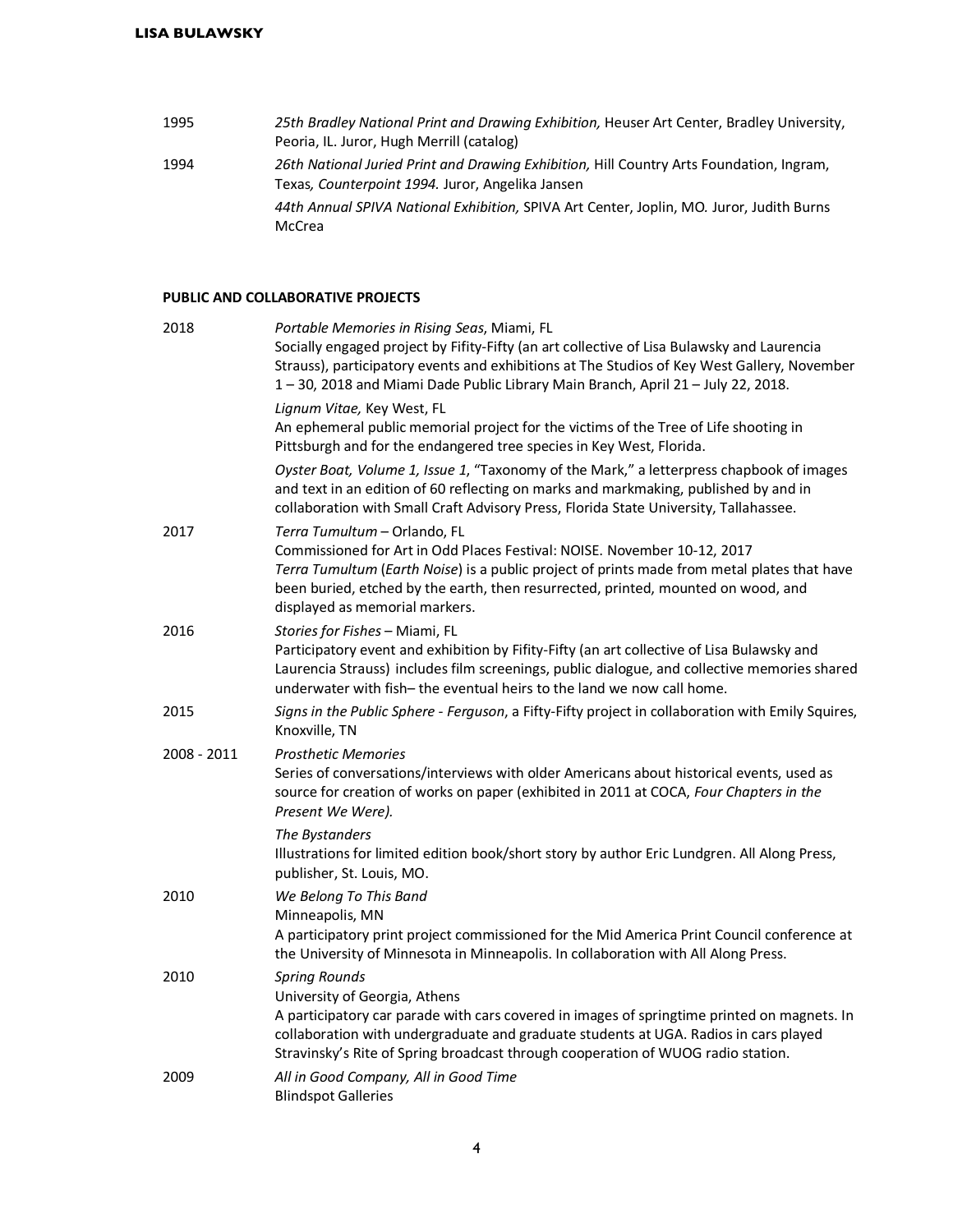| | |
|---|---|
| 1995 | *25th Bradley National Print and Drawing Exhibition,* Heuser Art Center, Bradley University, Peoria, IL. Juror, Hugh Merrill (catalog) |
| 1994 | *26th National Juried Print and Drawing Exhibition,* Hill Country Arts Foundation, Ingram, Texas*, Counterpoint 1994.* Juror, Angelika Jansen |
| | *44th Annual SPIVA National Exhibition,* SPIVA Art Center, Joplin, MO. Juror, Judith Burns McCrea |

**PUBLIC AND COLLABORATIVE PROJECTS**

| | |
|---|---|
| 2018 | *Portable Memories in Rising Seas*, Miami, FL<br>Socially engaged project by Fifity-Fifty (an art collective of Lisa Bulawsky and Laurencia Strauss), participatory events and exhibitions at The Studios of Key West Gallery, November 1 – 30, 2018 and Miami Dade Public Library Main Branch, April 21 – July 22, 2018. |
| | *Lignum Vitae,* Key West, FL<br>An ephemeral public memorial project for the victims of the Tree of Life shooting in Pittsburgh and for the endangered tree species in Key West, Florida. |
| | *Oyster Boat, Volume 1, Issue 1*, "Taxonomy of the Mark," a letterpress chapbook of images and text in an edition of 60 reflecting on marks and markmaking, published by and in collaboration with Small Craft Advisory Press, Florida State University, Tallahassee. |
| 2017 | *Terra Tumultum* – Orlando, FL<br>Commissioned for Art in Odd Places Festival: NOISE. November 10-12, 2017<br>*Terra Tumultum* (*Earth Noise*) is a public project of prints made from metal plates that have been buried, etched by the earth, then resurrected, printed, mounted on wood, and displayed as memorial markers. |
| 2016 | *Stories for Fishes* – Miami, FL<br>Participatory event and exhibition by Fifity-Fifty (an art collective of Lisa Bulawsky and Laurencia Strauss) includes film screenings, public dialogue, and collective memories shared underwater with fish– the eventual heirs to the land we now call home. |
| 2015 | *Signs in the Public Sphere - Ferguson*, a Fifty-Fifty project in collaboration with Emily Squires, Knoxville, TN |
| 2008 - 2011 | *Prosthetic Memories*<br>Series of conversations/interviews with older Americans about historical events, used as source for creation of works on paper (exhibited in 2011 at COCA, *Four Chapters in the Present We Were).* |
| | *The Bystanders*<br>Illustrations for limited edition book/short story by author Eric Lundgren. All Along Press, publisher, St. Louis, MO. |
| 2010 | *We Belong To This Band*<br>Minneapolis, MN<br>A participatory print project commissioned for the Mid America Print Council conference at the University of Minnesota in Minneapolis. In collaboration with All Along Press. |
| 2010 | *Spring Rounds*<br>University of Georgia, Athens<br>A participatory car parade with cars covered in images of springtime printed on magnets. In collaboration with undergraduate and graduate students at UGA. Radios in cars played Stravinsky's Rite of Spring broadcast through cooperation of WUOG radio station. |
| 2009 | *All in Good Company, All in Good Time*<br>Blindspot Galleries |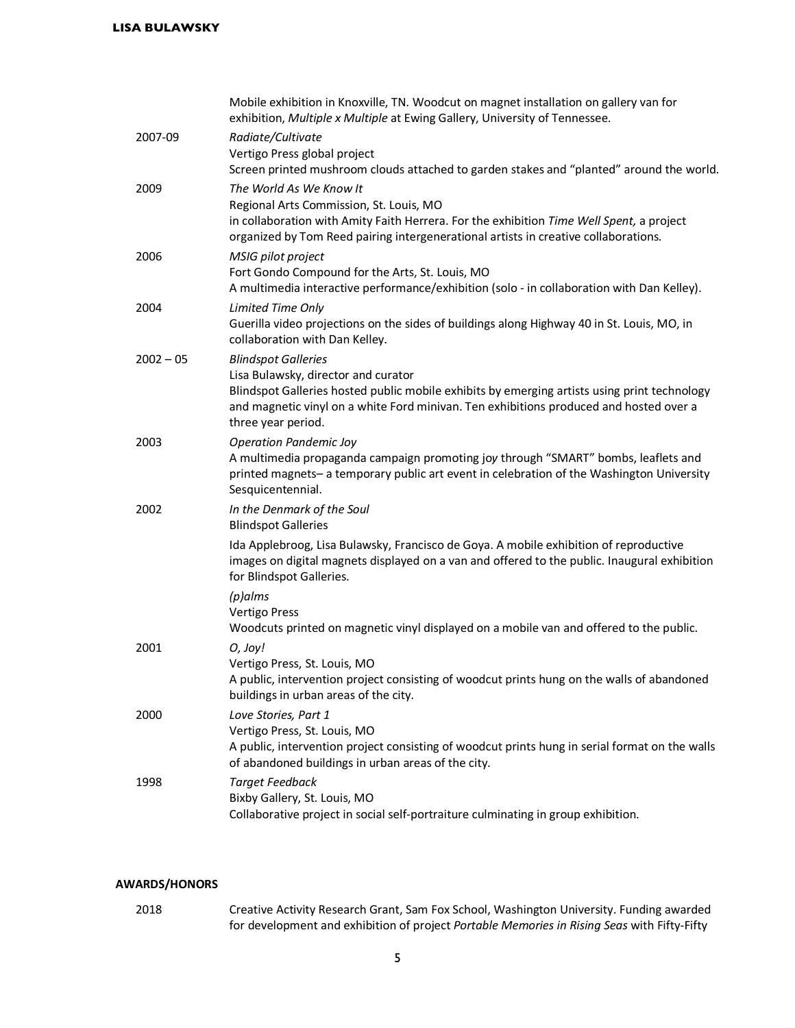Mobile exhibition in Knoxville, TN. Woodcut on magnet installation on gallery van for exhibition, *Multiple x Multiple* at Ewing Gallery, University of Tennessee.

2007-09 — *Radiate/Cultivate*
Vertigo Press global project
Screen printed mushroom clouds attached to garden stakes and "planted" around the world.

2009 — *The World As We Know It*
Regional Arts Commission, St. Louis, MO
in collaboration with Amity Faith Herrera. For the exhibition *Time Well Spent,* a project organized by Tom Reed pairing intergenerational artists in creative collaborations.

2006 — *MSIG pilot project*
Fort Gondo Compound for the Arts, St. Louis, MO
A multimedia interactive performance/exhibition (solo - in collaboration with Dan Kelley).

2004 — *Limited Time Only*
Guerilla video projections on the sides of buildings along Highway 40 in St. Louis, MO, in collaboration with Dan Kelley.

2002 – 05 — *Blindspot Galleries*
Lisa Bulawsky, director and curator
Blindspot Galleries hosted public mobile exhibits by emerging artists using print technology and magnetic vinyl on a white Ford minivan. Ten exhibitions produced and hosted over a three year period.

2003 — *Operation Pandemic Joy*
A multimedia propaganda campaign promoting joy through "SMART" bombs, leaflets and printed magnets– a temporary public art event in celebration of the Washington University Sesquicentennial.

2002 — *In the Denmark of the Soul*
Blindspot Galleries
Ida Applebroog, Lisa Bulawsky, Francisco de Goya. A mobile exhibition of reproductive images on digital magnets displayed on a van and offered to the public. Inaugural exhibition for Blindspot Galleries.

*(p)alms*
Vertigo Press
Woodcuts printed on magnetic vinyl displayed on a mobile van and offered to the public.

2001 — *O, Joy!*
Vertigo Press, St. Louis, MO
A public, intervention project consisting of woodcut prints hung on the walls of abandoned buildings in urban areas of the city.

2000 — *Love Stories, Part 1*
Vertigo Press, St. Louis, MO
A public, intervention project consisting of woodcut prints hung in serial format on the walls of abandoned buildings in urban areas of the city.

1998 — *Target Feedback*
Bixby Gallery, St. Louis, MO
Collaborative project in social self-portraiture culminating in group exhibition.

## AWARDS/HONORS

2018 — Creative Activity Research Grant, Sam Fox School, Washington University. Funding awarded for development and exhibition of project *Portable Memories in Rising Seas* with Fifty-Fifty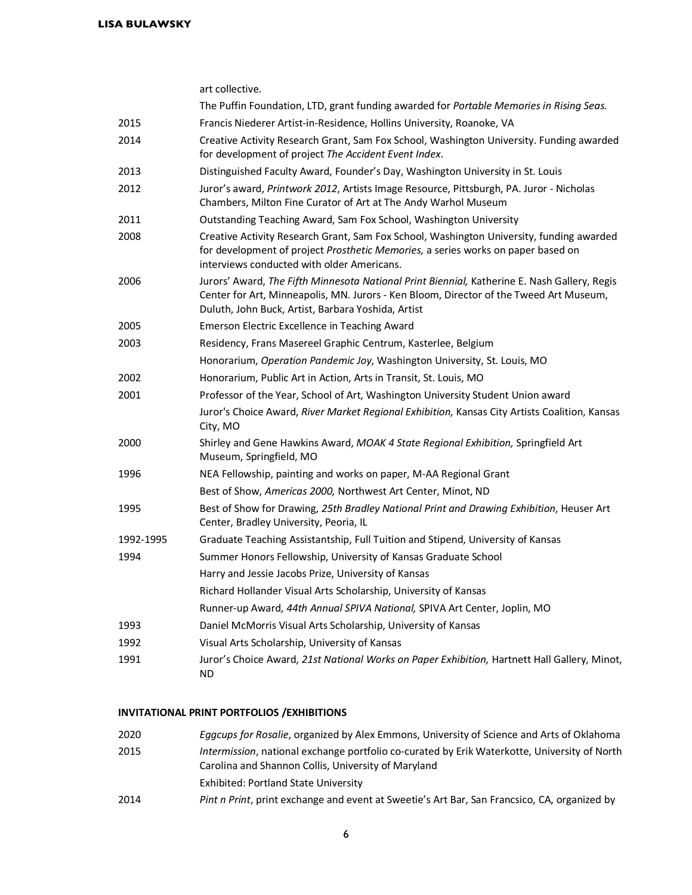| | |
|---|---|
| | art collective. |
| | The Puffin Foundation, LTD, grant funding awarded for *Portable Memories in Rising Seas.* |
| 2015 | Francis Niederer Artist-in-Residence, Hollins University, Roanoke, VA |
| 2014 | Creative Activity Research Grant, Sam Fox School, Washington University. Funding awarded for development of project *The Accident Event Index*. |
| 2013 | Distinguished Faculty Award, Founder's Day, Washington University in St. Louis |
| 2012 | Juror's award, *Printwork 2012*, Artists Image Resource, Pittsburgh, PA. Juror - Nicholas Chambers, Milton Fine Curator of Art at The Andy Warhol Museum |
| 2011 | Outstanding Teaching Award, Sam Fox School, Washington University |
| 2008 | Creative Activity Research Grant, Sam Fox School, Washington University, funding awarded for development of project *Prosthetic Memories,* a series works on paper based on interviews conducted with older Americans. |
| 2006 | Jurors' Award, *The Fifth Minnesota National Print Biennial,* Katherine E. Nash Gallery, Regis Center for Art, Minneapolis, MN. Jurors - Ken Bloom, Director of the Tweed Art Museum, Duluth, John Buck, Artist, Barbara Yoshida, Artist |
| 2005 | Emerson Electric Excellence in Teaching Award |
| 2003 | Residency, Frans Masereel Graphic Centrum, Kasterlee, Belgium |
| | Honorarium, *Operation Pandemic Joy*, Washington University, St. Louis, MO |
| 2002 | Honorarium, Public Art in Action, Arts in Transit, St. Louis, MO |
| 2001 | Professor of the Year, School of Art, Washington University Student Union award |
| | Juror's Choice Award, *River Market Regional Exhibition,* Kansas City Artists Coalition, Kansas City, MO |
| 2000 | Shirley and Gene Hawkins Award, *MOAK 4 State Regional Exhibition,* Springfield Art Museum, Springfield, MO |
| 1996 | NEA Fellowship, painting and works on paper, M-AA Regional Grant |
| | Best of Show, *Americas 2000,* Northwest Art Center, Minot, ND |
| 1995 | Best of Show for Drawing, *25th Bradley National Print and Drawing Exhibition*, Heuser Art Center, Bradley University, Peoria, IL |
| 1992-1995 | Graduate Teaching Assistantship, Full Tuition and Stipend, University of Kansas |
| 1994 | Summer Honors Fellowship, University of Kansas Graduate School |
| | Harry and Jessie Jacobs Prize, University of Kansas |
| | Richard Hollander Visual Arts Scholarship, University of Kansas |
| | Runner-up Award, *44th Annual SPIVA National,* SPIVA Art Center, Joplin, MO |
| 1993 | Daniel McMorris Visual Arts Scholarship, University of Kansas |
| 1992 | Visual Arts Scholarship, University of Kansas |
| 1991 | Juror's Choice Award, *21st National Works on Paper Exhibition,* Hartnett Hall Gallery, Minot, ND |

**INVITATIONAL PRINT PORTFOLIOS /EXHIBITIONS**

| | |
|---|---|
| 2020 | *Eggcups for Rosalie*, organized by Alex Emmons, University of Science and Arts of Oklahoma |
| 2015 | *Intermission*, national exchange portfolio co-curated by Erik Waterkotte, University of North Carolina and Shannon Collis, University of Maryland |
| | Exhibited: Portland State University |
| 2014 | *Pint n Print*, print exchange and event at Sweetie's Art Bar, San Francsico, CA, organized by |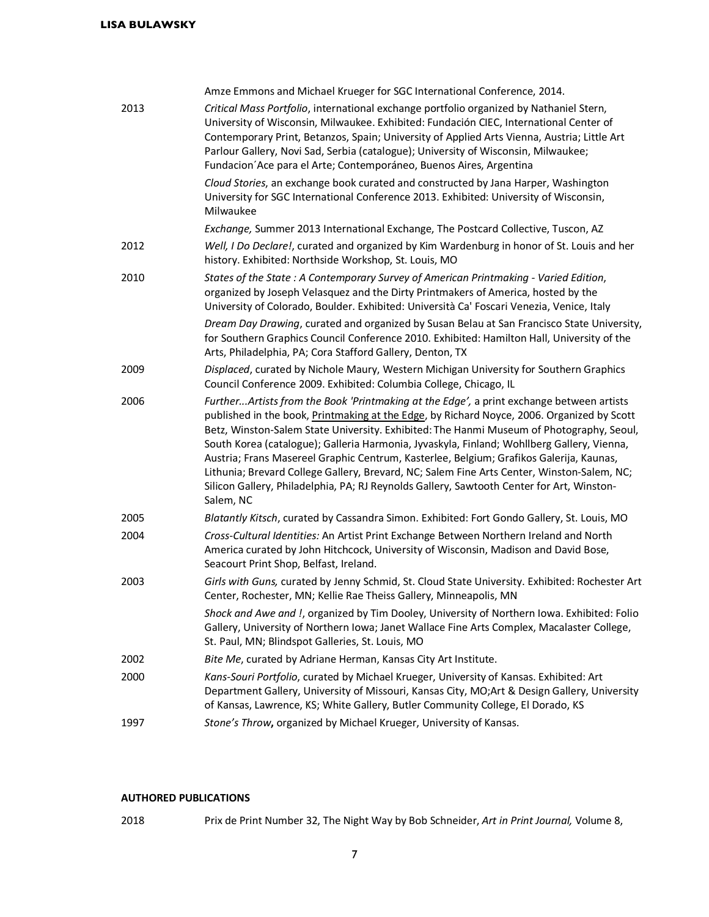Amze Emmons and Michael Krueger for SGC International Conference, 2014.

2013 *Critical Mass Portfolio*, international exchange portfolio organized by Nathaniel Stern, University of Wisconsin, Milwaukee. Exhibited: Fundación CIEC, International Center of Contemporary Print, Betanzos, Spain; University of Applied Arts Vienna, Austria; Little Art Parlour Gallery, Novi Sad, Serbia (catalogue); University of Wisconsin, Milwaukee; Fundacion´Ace para el Arte; Contemporáneo, Buenos Aires, Argentina

*Cloud Stories*, an exchange book curated and constructed by Jana Harper, Washington University for SGC International Conference 2013. Exhibited: University of Wisconsin, Milwaukee

*Exchange,* Summer 2013 International Exchange, The Postcard Collective, Tuscon, AZ

2012 *Well, I Do Declare!*, curated and organized by Kim Wardenburg in honor of St. Louis and her history. Exhibited: Northside Workshop, St. Louis, MO

2010 *States of the State : A Contemporary Survey of American Printmaking - Varied Edition*, organized by Joseph Velasquez and the Dirty Printmakers of America, hosted by the University of Colorado, Boulder. Exhibited: Università Ca' Foscari Venezia, Venice, Italy

*Dream Day Drawing*, curated and organized by Susan Belau at San Francisco State University, for Southern Graphics Council Conference 2010. Exhibited: Hamilton Hall, University of the Arts, Philadelphia, PA; Cora Stafford Gallery, Denton, TX

2009 *Displaced*, curated by Nichole Maury, Western Michigan University for Southern Graphics Council Conference 2009. Exhibited: Columbia College, Chicago, IL

2006 *Further...Artists from the Book 'Printmaking at the Edge',* a print exchange between artists published in the book, Printmaking at the Edge, by Richard Noyce, 2006. Organized by Scott Betz, Winston-Salem State University. Exhibited: The Hanmi Museum of Photography, Seoul, South Korea (catalogue); Galleria Harmonia, Jyvaskyla, Finland; Wohllberg Gallery, Vienna, Austria; Frans Masereel Graphic Centrum, Kasterlee, Belgium; Grafikos Galerija, Kaunas, Lithunia; Brevard College Gallery, Brevard, NC; Salem Fine Arts Center, Winston-Salem, NC; Silicon Gallery, Philadelphia, PA; RJ Reynolds Gallery, Sawtooth Center for Art, Winston-Salem, NC

2005 *Blatantly Kitsch*, curated by Cassandra Simon. Exhibited: Fort Gondo Gallery, St. Louis, MO

2004 *Cross-Cultural Identities:* An Artist Print Exchange Between Northern Ireland and North America curated by John Hitchcock, University of Wisconsin, Madison and David Bose, Seacourt Print Shop, Belfast, Ireland.

2003 *Girls with Guns,* curated by Jenny Schmid, St. Cloud State University. Exhibited: Rochester Art Center, Rochester, MN; Kellie Rae Theiss Gallery, Minneapolis, MN

*Shock and Awe and !*, organized by Tim Dooley, University of Northern Iowa. Exhibited: Folio Gallery, University of Northern Iowa; Janet Wallace Fine Arts Complex, Macalaster College, St. Paul, MN; Blindspot Galleries, St. Louis, MO

2002 *Bite Me*, curated by Adriane Herman, Kansas City Art Institute.

2000 *Kans-Souri Portfolio*, curated by Michael Krueger, University of Kansas. Exhibited: Art Department Gallery, University of Missouri, Kansas City, MO;Art & Design Gallery, University of Kansas, Lawrence, KS; White Gallery, Butler Community College, El Dorado, KS

1997 *Stone's Throw***,** organized by Michael Krueger, University of Kansas.

**AUTHORED PUBLICATIONS**

2018 Prix de Print Number 32, The Night Way by Bob Schneider, *Art in Print Journal,* Volume 8,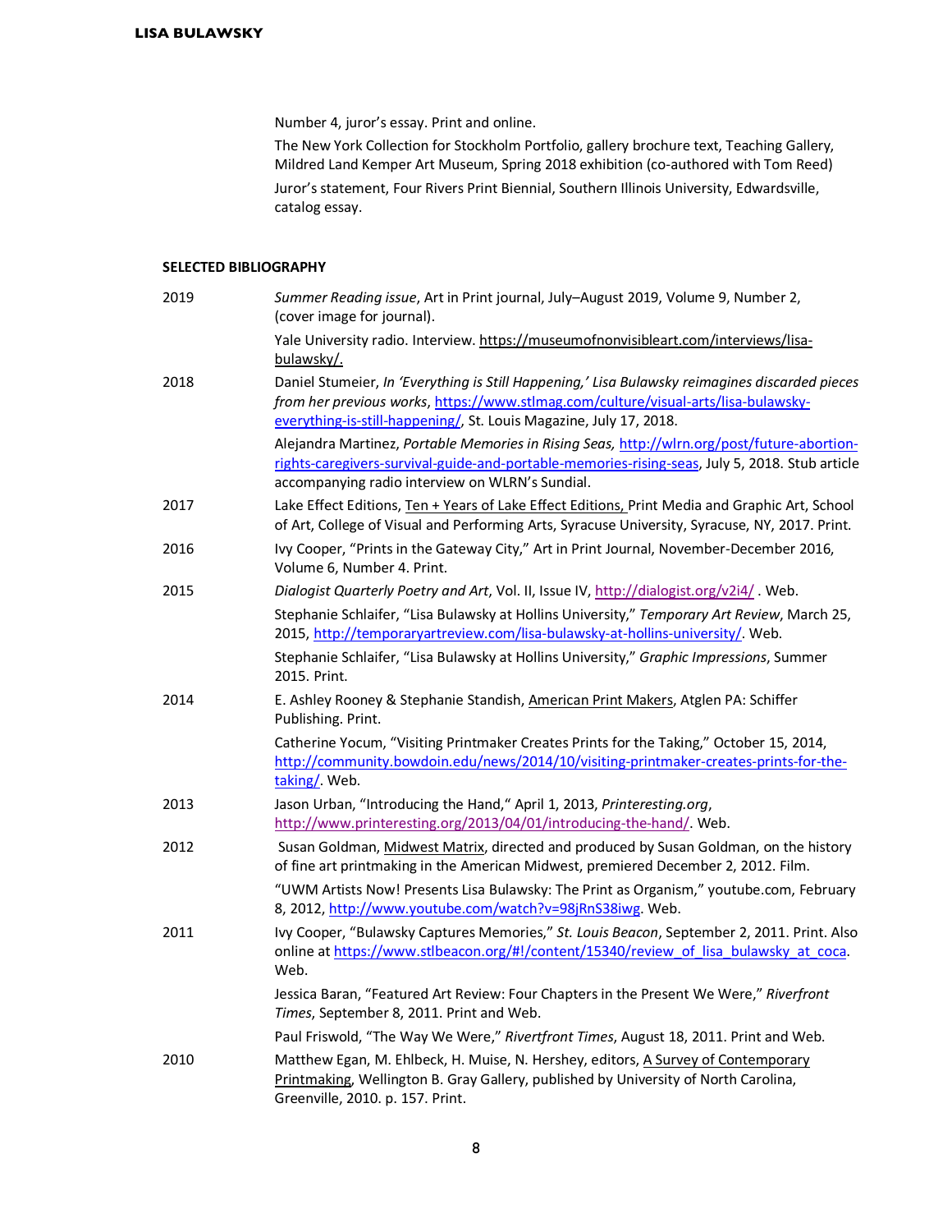Number 4, juror's essay. Print and online.

The New York Collection for Stockholm Portfolio, gallery brochure text, Teaching Gallery, Mildred Land Kemper Art Museum, Spring 2018 exhibition (co-authored with Tom Reed)

Juror's statement, Four Rivers Print Biennial, Southern Illinois University, Edwardsville, catalog essay.

## SELECTED BIBLIOGRAPHY

**2019**

*Summer Reading issue*, Art in Print journal, July–August 2019, Volume 9, Number 2, (cover image for journal).

Yale University radio. Interview. https://museumofnonvisibleart.com/interviews/lisa-bulawsky/.

**2018**

Daniel Stumeier, *In 'Everything is Still Happening,' Lisa Bulawsky reimagines discarded pieces from her previous works*, https://www.stlmag.com/culture/visual-arts/lisa-bulawsky-everything-is-still-happening/, St. Louis Magazine, July 17, 2018.

Alejandra Martinez, *Portable Memories in Rising Seas,* http://wlrn.org/post/future-abortion-rights-caregivers-survival-guide-and-portable-memories-rising-seas, July 5, 2018. Stub article accompanying radio interview on WLRN's Sundial.

**2017**

Lake Effect Editions, Ten + Years of Lake Effect Editions, Print Media and Graphic Art, School of Art, College of Visual and Performing Arts, Syracuse University, Syracuse, NY, 2017. Print.

**2016**

Ivy Cooper, "Prints in the Gateway City," Art in Print Journal, November-December 2016, Volume 6, Number 4. Print.

**2015**

*Dialogist Quarterly Poetry and Art*, Vol. II, Issue IV, http://dialogist.org/v2i4/ . Web.

Stephanie Schlaifer, "Lisa Bulawsky at Hollins University," *Temporary Art Review*, March 25, 2015, http://temporaryartreview.com/lisa-bulawsky-at-hollins-university/. Web.

Stephanie Schlaifer, "Lisa Bulawsky at Hollins University," *Graphic Impressions*, Summer 2015. Print.

**2014**

E. Ashley Rooney & Stephanie Standish, American Print Makers, Atglen PA: Schiffer Publishing. Print.

Catherine Yocum, "Visiting Printmaker Creates Prints for the Taking," October 15, 2014, http://community.bowdoin.edu/news/2014/10/visiting-printmaker-creates-prints-for-the-taking/. Web.

**2013**

Jason Urban, "Introducing the Hand," April 1, 2013, *Printeresting.org*, http://www.printeresting.org/2013/04/01/introducing-the-hand/. Web.

**2012**

Susan Goldman, Midwest Matrix, directed and produced by Susan Goldman, on the history of fine art printmaking in the American Midwest, premiered December 2, 2012. Film.

"UWM Artists Now! Presents Lisa Bulawsky: The Print as Organism," youtube.com, February 8, 2012, http://www.youtube.com/watch?v=98jRnS38iwg. Web.

**2011**

Ivy Cooper, "Bulawsky Captures Memories," *St. Louis Beacon*, September 2, 2011. Print. Also online at https://www.stlbeacon.org/#!/content/15340/review_of_lisa_bulawsky_at_coca. Web.

Jessica Baran, "Featured Art Review: Four Chapters in the Present We Were," *Riverfront Times*, September 8, 2011. Print and Web.

Paul Friswold, "The Way We Were," *Rivertfront Times*, August 18, 2011. Print and Web.

**2010**

Matthew Egan, M. Ehlbeck, H. Muise, N. Hershey, editors, A Survey of Contemporary Printmaking, Wellington B. Gray Gallery, published by University of North Carolina, Greenville, 2010. p. 157. Print.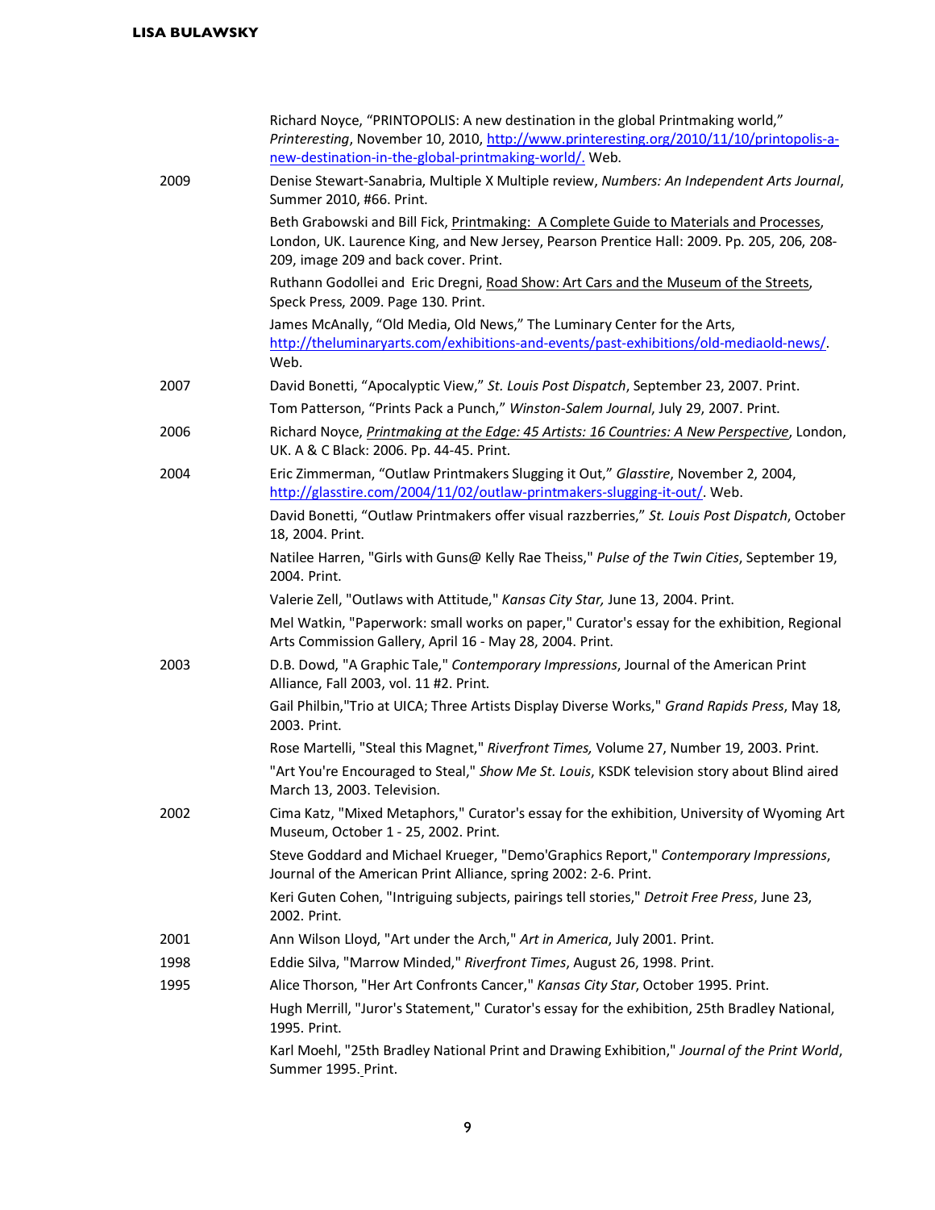| | |
|---|---|
| | Richard Noyce, "PRINTOPOLIS: A new destination in the global Printmaking world," *Printeresting*, November 10, 2010, http://www.printeresting.org/2010/11/10/printopolis-a-new-destination-in-the-global-printmaking-world/. Web. |
| 2009 | Denise Stewart-Sanabria, Multiple X Multiple review, *Numbers: An Independent Arts Journal*, Summer 2010, #66. Print. |
| | Beth Grabowski and Bill Fick, Printmaking: A Complete Guide to Materials and Processes, London, UK. Laurence King, and New Jersey, Pearson Prentice Hall: 2009. Pp. 205, 206, 208-209, image 209 and back cover. Print. |
| | Ruthann Godollei and Eric Dregni, Road Show: Art Cars and the Museum of the Streets, Speck Press, 2009. Page 130. Print. |
| | James McAnally, "Old Media, Old News," The Luminary Center for the Arts, http://theluminaryarts.com/exhibitions-and-events/past-exhibitions/old-mediaold-news/. Web. |
| 2007 | David Bonetti, "Apocalyptic View," *St. Louis Post Dispatch*, September 23, 2007. Print. |
| | Tom Patterson, "Prints Pack a Punch," *Winston-Salem Journal*, July 29, 2007. Print. |
| 2006 | Richard Noyce, *Printmaking at the Edge: 45 Artists: 16 Countries: A New Perspective*, London, UK. A & C Black: 2006. Pp. 44-45. Print. |
| 2004 | Eric Zimmerman, "Outlaw Printmakers Slugging it Out," *Glasstire*, November 2, 2004, http://glasstire.com/2004/11/02/outlaw-printmakers-slugging-it-out/. Web. |
| | David Bonetti, "Outlaw Printmakers offer visual razzberries," *St. Louis Post Dispatch*, October 18, 2004. Print. |
| | Natilee Harren, "Girls with Guns@ Kelly Rae Theiss," *Pulse of the Twin Cities*, September 19, 2004. Print. |
| | Valerie Zell, "Outlaws with Attitude," *Kansas City Star,* June 13, 2004. Print. |
| | Mel Watkin, "Paperwork: small works on paper," Curator's essay for the exhibition, Regional Arts Commission Gallery, April 16 - May 28, 2004. Print. |
| 2003 | D.B. Dowd, "A Graphic Tale," *Contemporary Impressions*, Journal of the American Print Alliance, Fall 2003, vol. 11 #2. Print. |
| | Gail Philbin,"Trio at UICA; Three Artists Display Diverse Works," *Grand Rapids Press*, May 18, 2003. Print. |
| | Rose Martelli, "Steal this Magnet," *Riverfront Times,* Volume 27, Number 19, 2003. Print. |
| | "Art You're Encouraged to Steal," *Show Me St. Louis*, KSDK television story about Blind aired March 13, 2003. Television. |
| 2002 | Cima Katz, "Mixed Metaphors," Curator's essay for the exhibition, University of Wyoming Art Museum, October 1 - 25, 2002. Print. |
| | Steve Goddard and Michael Krueger, "Demo'Graphics Report," *Contemporary Impressions*, Journal of the American Print Alliance, spring 2002: 2-6. Print. |
| | Keri Guten Cohen, "Intriguing subjects, pairings tell stories," *Detroit Free Press*, June 23, 2002. Print. |
| 2001 | Ann Wilson Lloyd, "Art under the Arch," *Art in America*, July 2001. Print. |
| 1998 | Eddie Silva, "Marrow Minded," *Riverfront Times*, August 26, 1998. Print. |
| 1995 | Alice Thorson, "Her Art Confronts Cancer," *Kansas City Star*, October 1995. Print. |
| | Hugh Merrill, "Juror's Statement," Curator's essay for the exhibition, 25th Bradley National, 1995. Print. |
| | Karl Moehl, "25th Bradley National Print and Drawing Exhibition," *Journal of the Print World*, Summer 1995. Print. |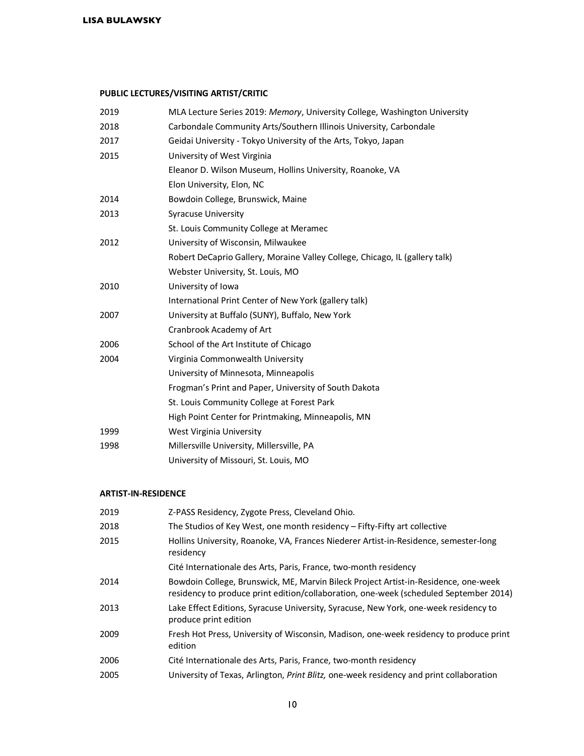## PUBLIC LECTURES/VISITING ARTIST/CRITIC

| | |
|---|---|
| 2019 | MLA Lecture Series 2019: *Memory*, University College, Washington University |
| 2018 | Carbondale Community Arts/Southern Illinois University, Carbondale |
| 2017 | Geidai University - Tokyo University of the Arts, Tokyo, Japan |
| 2015 | University of West Virginia |
| | Eleanor D. Wilson Museum, Hollins University, Roanoke, VA |
| | Elon University, Elon, NC |
| 2014 | Bowdoin College, Brunswick, Maine |
| 2013 | Syracuse University |
| | St. Louis Community College at Meramec |
| 2012 | University of Wisconsin, Milwaukee |
| | Robert DeCaprio Gallery, Moraine Valley College, Chicago, IL (gallery talk) |
| | Webster University, St. Louis, MO |
| 2010 | University of Iowa |
| | International Print Center of New York (gallery talk) |
| 2007 | University at Buffalo (SUNY), Buffalo, New York |
| | Cranbrook Academy of Art |
| 2006 | School of the Art Institute of Chicago |
| 2004 | Virginia Commonwealth University |
| | University of Minnesota, Minneapolis |
| | Frogman's Print and Paper, University of South Dakota |
| | St. Louis Community College at Forest Park |
| | High Point Center for Printmaking, Minneapolis, MN |
| 1999 | West Virginia University |
| 1998 | Millersville University, Millersville, PA |
| | University of Missouri, St. Louis, MO |

## ARTIST-IN-RESIDENCE

| | |
|---|---|
| 2019 | Z-PASS Residency, Zygote Press, Cleveland Ohio. |
| 2018 | The Studios of Key West, one month residency – Fifty-Fifty art collective |
| 2015 | Hollins University, Roanoke, VA, Frances Niederer Artist-in-Residence, semester-long residency |
| | Cité Internationale des Arts, Paris, France, two-month residency |
| 2014 | Bowdoin College, Brunswick, ME, Marvin Bileck Project Artist-in-Residence, one-week residency to produce print edition/collaboration, one-week (scheduled September 2014) |
| 2013 | Lake Effect Editions, Syracuse University, Syracuse, New York, one-week residency to produce print edition |
| 2009 | Fresh Hot Press, University of Wisconsin, Madison, one-week residency to produce print edition |
| 2006 | Cité Internationale des Arts, Paris, France, two-month residency |
| 2005 | University of Texas, Arlington, *Print Blitz,* one-week residency and print collaboration |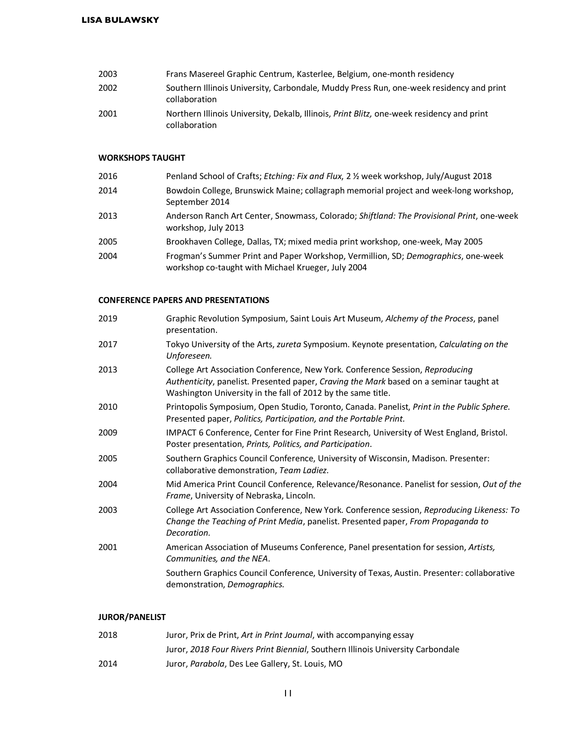| | |
|---|---|
| 2003 | Frans Masereel Graphic Centrum, Kasterlee, Belgium, one-month residency |
| 2002 | Southern Illinois University, Carbondale, Muddy Press Run, one-week residency and print collaboration |
| 2001 | Northern Illinois University, Dekalb, Illinois, *Print Blitz,* one-week residency and print collaboration |

**WORKSHOPS TAUGHT**

| | |
|---|---|
| 2016 | Penland School of Crafts; *Etching: Fix and Flux*, 2 ½ week workshop, July/August 2018 |
| 2014 | Bowdoin College, Brunswick Maine; collagraph memorial project and week-long workshop, September 2014 |
| 2013 | Anderson Ranch Art Center, Snowmass, Colorado; *Shiftland: The Provisional Print*, one-week workshop, July 2013 |
| 2005 | Brookhaven College, Dallas, TX; mixed media print workshop, one-week, May 2005 |
| 2004 | Frogman's Summer Print and Paper Workshop, Vermillion, SD; *Demographics*, one-week workshop co-taught with Michael Krueger, July 2004 |

**CONFERENCE PAPERS AND PRESENTATIONS**

| | |
|---|---|
| 2019 | Graphic Revolution Symposium, Saint Louis Art Museum, *Alchemy of the Process*, panel presentation. |
| 2017 | Tokyo University of the Arts, *zureta* Symposium. Keynote presentation, *Calculating on the Unforeseen.* |
| 2013 | College Art Association Conference, New York. Conference Session, *Reproducing Authenticity*, panelist. Presented paper, *Craving the Mark* based on a seminar taught at Washington University in the fall of 2012 by the same title. |
| 2010 | Printopolis Symposium, Open Studio, Toronto, Canada. Panelist, *Print in the Public Sphere.* Presented paper, *Politics, Participation, and the Portable Print.* |
| 2009 | IMPACT 6 Conference, Center for Fine Print Research, University of West England, Bristol. Poster presentation, *Prints, Politics, and Participation*. |
| 2005 | Southern Graphics Council Conference, University of Wisconsin, Madison. Presenter: collaborative demonstration, *Team Ladiez.* |
| 2004 | Mid America Print Council Conference, Relevance/Resonance. Panelist for session, *Out of the Frame*, University of Nebraska, Lincoln. |
| 2003 | College Art Association Conference, New York. Conference session, *Reproducing Likeness: To Change the Teaching of Print Media*, panelist. Presented paper, *From Propaganda to Decoration.* |
| 2001 | American Association of Museums Conference, Panel presentation for session, *Artists, Communities, and the NEA*. |
| | Southern Graphics Council Conference, University of Texas, Austin. Presenter: collaborative demonstration, *Demographics.* |

**JUROR/PANELIST**

| | |
|---|---|
| 2018 | Juror, Prix de Print, *Art in Print Journal*, with accompanying essay |
| | Juror, *2018 Four Rivers Print Biennial*, Southern Illinois University Carbondale |
| 2014 | Juror, *Parabola*, Des Lee Gallery, St. Louis, MO |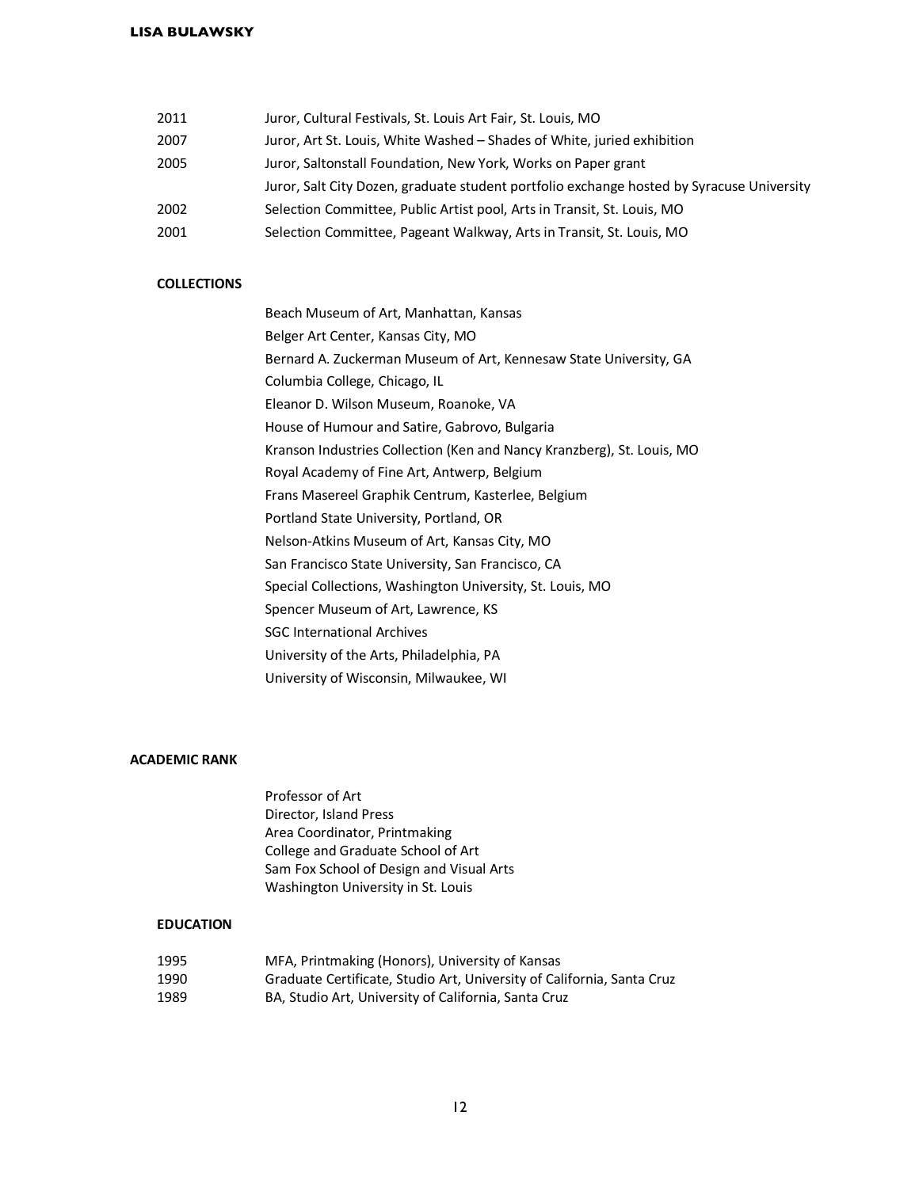| | |
|---|---|
| 2011 | Juror, Cultural Festivals, St. Louis Art Fair, St. Louis, MO |
| 2007 | Juror, Art St. Louis, White Washed – Shades of White, juried exhibition |
| 2005 | Juror, Saltonstall Foundation, New York, Works on Paper grant |
| | Juror, Salt City Dozen, graduate student portfolio exchange hosted by Syracuse University |
| 2002 | Selection Committee, Public Artist pool, Arts in Transit, St. Louis, MO |
| 2001 | Selection Committee, Pageant Walkway, Arts in Transit, St. Louis, MO |

### COLLECTIONS

Beach Museum of Art, Manhattan, Kansas
Belger Art Center, Kansas City, MO
Bernard A. Zuckerman Museum of Art, Kennesaw State University, GA
Columbia College, Chicago, IL
Eleanor D. Wilson Museum, Roanoke, VA
House of Humour and Satire, Gabrovo, Bulgaria
Kranson Industries Collection (Ken and Nancy Kranzberg), St. Louis, MO
Royal Academy of Fine Art, Antwerp, Belgium
Frans Masereel Graphik Centrum, Kasterlee, Belgium
Portland State University, Portland, OR
Nelson-Atkins Museum of Art, Kansas City, MO
San Francisco State University, San Francisco, CA
Special Collections, Washington University, St. Louis, MO
Spencer Museum of Art, Lawrence, KS
SGC International Archives
University of the Arts, Philadelphia, PA
University of Wisconsin, Milwaukee, WI

## ACADEMIC RANK

Professor of Art
Director, Island Press
Area Coordinator, Printmaking
College and Graduate School of Art
Sam Fox School of Design and Visual Arts
Washington University in St. Louis

### EDUCATION

| | |
|---|---|
| 1995 | MFA, Printmaking (Honors), University of Kansas |
| 1990 | Graduate Certificate, Studio Art, University of California, Santa Cruz |
| 1989 | BA, Studio Art, University of California, Santa Cruz |